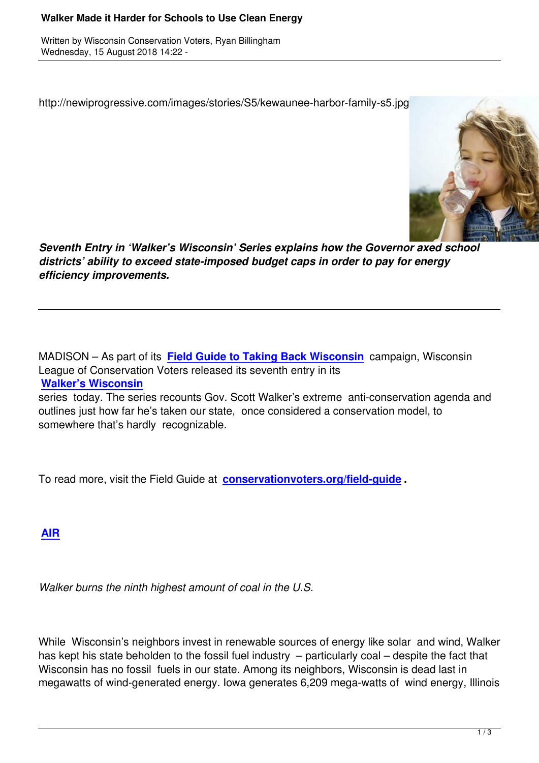# Walker Made it Harder for Schools to Use Clean Energy

Written by Wisconsin Conservation Voters, Ryan Billingham
Wednesday, 15 August 2018 14:22 -

http://newiprogressive.com/images/stories/S5/kewaunee-harbor-family-s5.jpg

***Seventh Entry in 'Walker's Wisconsin' Series explains how the Governor axed school districts' ability to exceed state-imposed budget caps in order to pay for energy efficiency improvements.***

---

MADISON – As part of its **Field Guide to Taking Back Wisconsin** campaign, Wisconsin League of Conservation Voters released its seventh entry in its **Walker's Wisconsin** series today. The series recounts Gov. Scott Walker's extreme anti-conservation agenda and outlines just how far he's taken our state, once considered a conservation model, to somewhere that's hardly recognizable.

To read more, visit the Field Guide at **conservationvoters.org/field-guide**.

**AIR**

*Walker burns the ninth highest amount of coal in the U.S.*

While Wisconsin's neighbors invest in renewable sources of energy like solar and wind, Walker has kept his state beholden to the fossil fuel industry – particularly coal – despite the fact that Wisconsin has no fossil fuels in our state. Among its neighbors, Wisconsin is dead last in megawatts of wind-generated energy. Iowa generates 6,209 mega-watts of wind energy, Illinois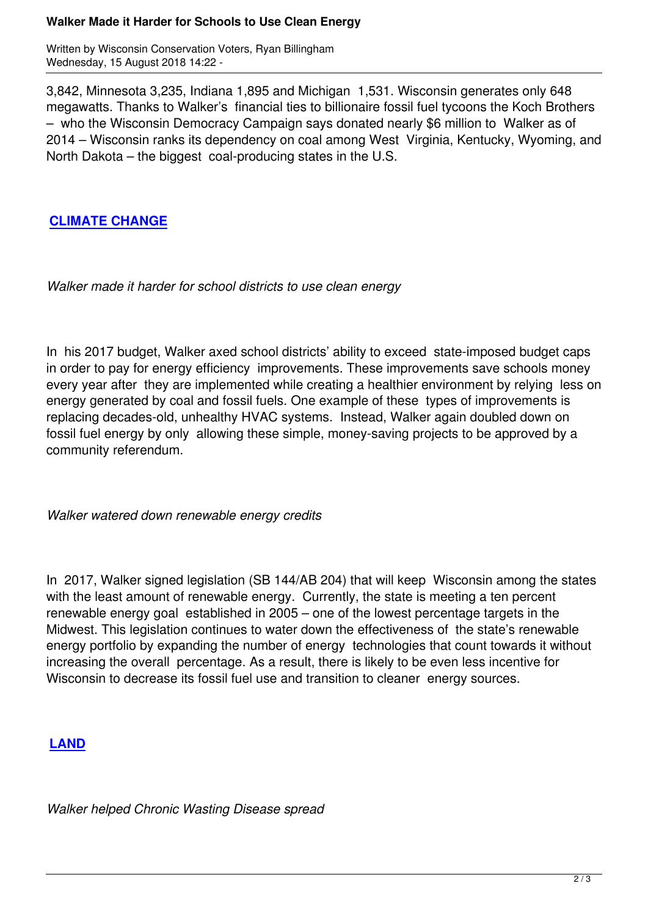3,842, Minnesota 3,235, Indiana 1,895 and Michigan 1,531. Wisconsin generates only 648 megawatts. Thanks to Walker's financial ties to billionaire fossil fuel tycoons the Koch Brothers – who the Wisconsin Democracy Campaign says donated nearly $6 million to Walker as of 2014 – Wisconsin ranks its dependency on coal among West Virginia, Kentucky, Wyoming, and North Dakota – the biggest coal-producing states in the U.S.

## **CLIMATE CHANGE**

*Walker made it harder for school districts to use clean energy*

In his 2017 budget, Walker axed school districts' ability to exceed state-imposed budget caps in order to pay for energy efficiency improvements. These improvements save schools money every year after they are implemented while creating a healthier environment by relying less on energy generated by coal and fossil fuels. One example of these types of improvements is replacing decades-old, unhealthy HVAC systems. Instead, Walker again doubled down on fossil fuel energy by only allowing these simple, money-saving projects to be approved by a community referendum.

*Walker watered down renewable energy credits*

In 2017, Walker signed legislation (SB 144/AB 204) that will keep Wisconsin among the states with the least amount of renewable energy. Currently, the state is meeting a ten percent renewable energy goal established in 2005 – one of the lowest percentage targets in the Midwest. This legislation continues to water down the effectiveness of the state's renewable energy portfolio by expanding the number of energy technologies that count towards it without increasing the overall percentage. As a result, there is likely to be even less incentive for Wisconsin to decrease its fossil fuel use and transition to cleaner energy sources.

## **LAND**

*Walker helped Chronic Wasting Disease spread*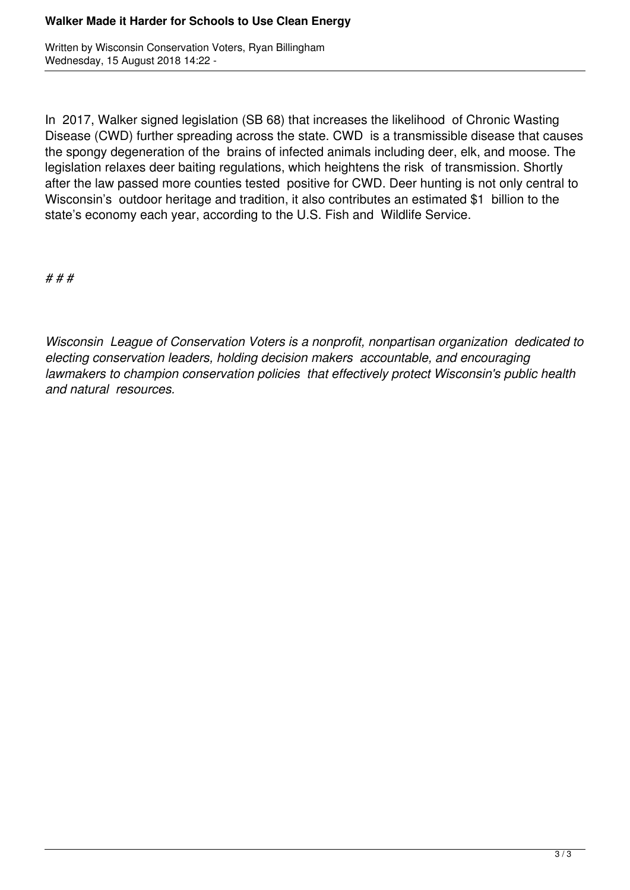In 2017, Walker signed legislation (SB 68) that increases the likelihood of Chronic Wasting Disease (CWD) further spreading across the state. CWD is a transmissible disease that causes the spongy degeneration of the brains of infected animals including deer, elk, and moose. The legislation relaxes deer baiting regulations, which heightens the risk of transmission. Shortly after the law passed more counties tested positive for CWD. Deer hunting is not only central to Wisconsin's outdoor heritage and tradition, it also contributes an estimated $1 billion to the state's economy each year, according to the U.S. Fish and Wildlife Service.

*# # #*

*Wisconsin League of Conservation Voters is a nonprofit, nonpartisan organization dedicated to electing conservation leaders, holding decision makers accountable, and encouraging lawmakers to champion conservation policies that effectively protect Wisconsin's public health and natural resources.*